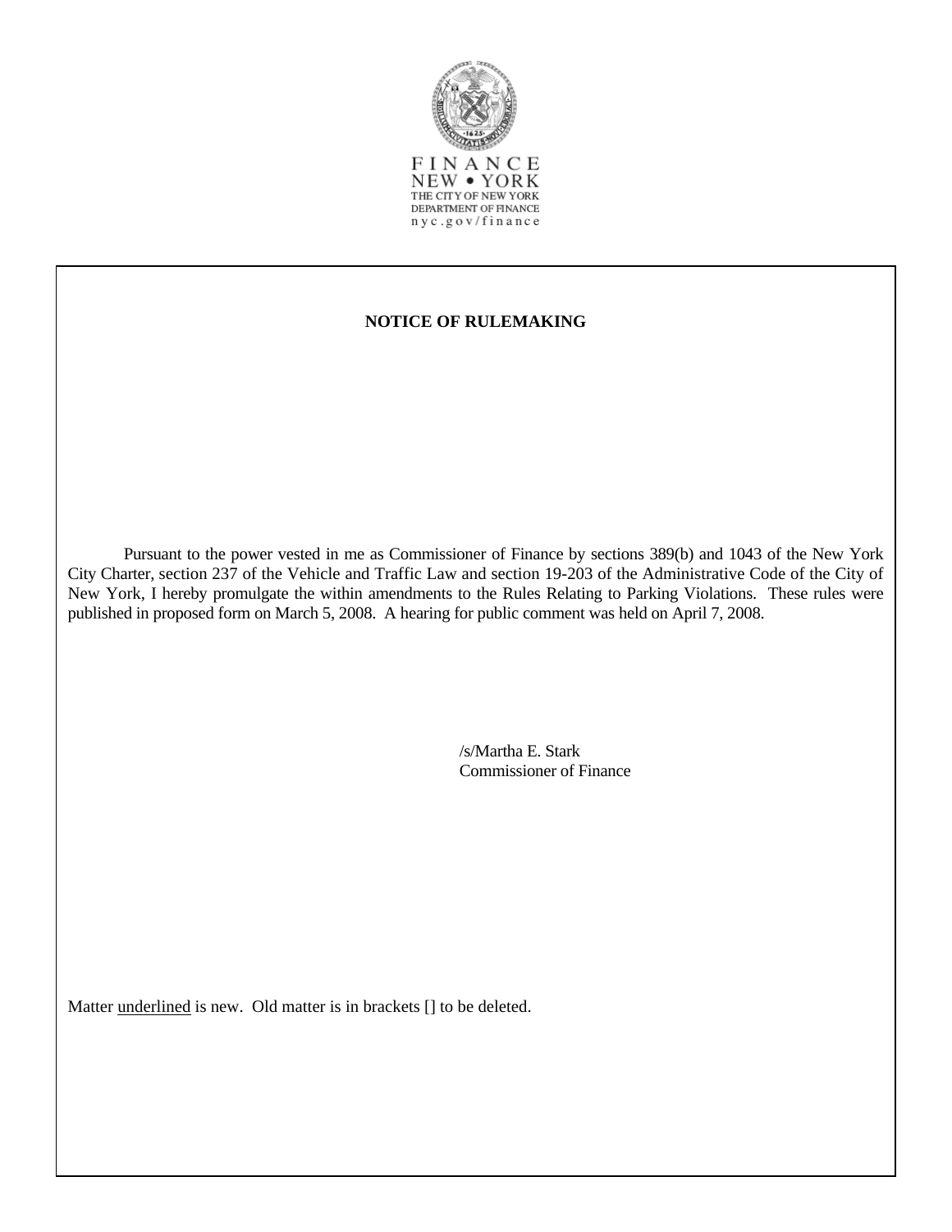FINANCE
NEW • YORK
THE CITY OF NEW YORK
DEPARTMENT OF FINANCE
nyc.gov/finance

**NOTICE OF RULEMAKING**

Pursuant to the power vested in me as Commissioner of Finance by sections 389(b) and 1043 of the New York City Charter, section 237 of the Vehicle and Traffic Law and section 19-203 of the Administrative Code of the City of New York, I hereby promulgate the within amendments to the Rules Relating to Parking Violations. These rules were published in proposed form on March 5, 2008. A hearing for public comment was held on April 7, 2008.

/s/Martha E. Stark
Commissioner of Finance

Matter <u>underlined</u> is new. Old matter is in brackets [] to be deleted.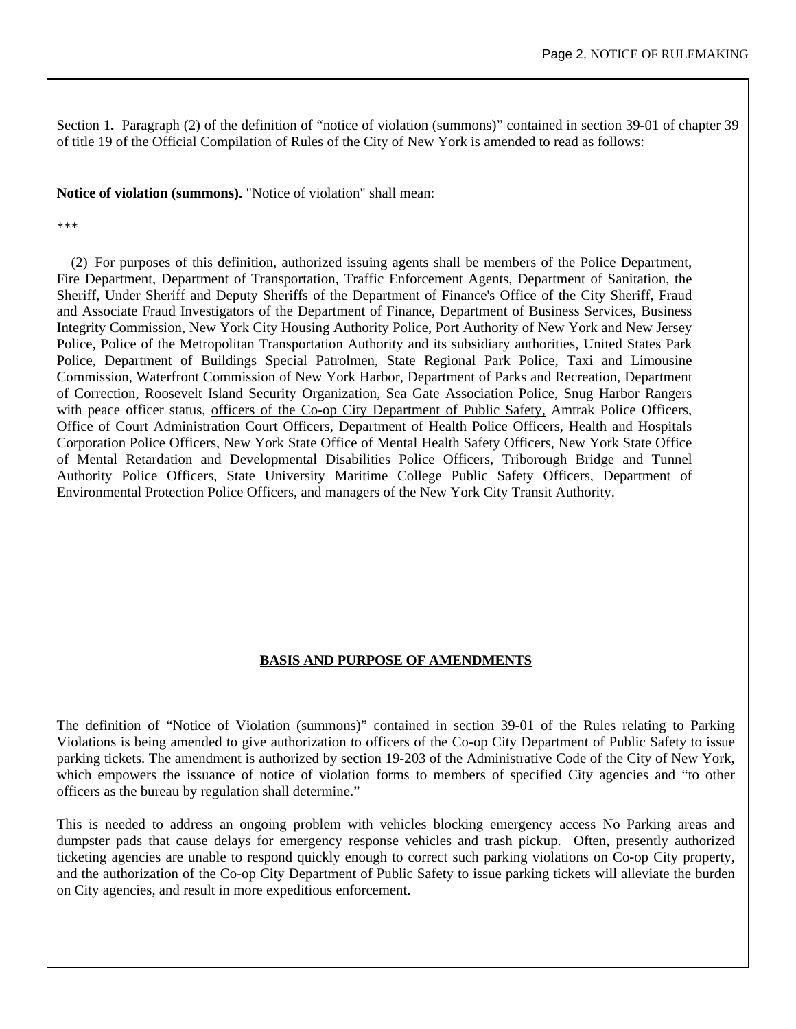Section 1**.** Paragraph (2) of the definition of "notice of violation (summons)" contained in section 39-01 of chapter 39 of title 19 of the Official Compilation of Rules of the City of New York is amended to read as follows:

**Notice of violation (summons).** "Notice of violation" shall mean:

***

(2) For purposes of this definition, authorized issuing agents shall be members of the Police Department, Fire Department, Department of Transportation, Traffic Enforcement Agents, Department of Sanitation, the Sheriff, Under Sheriff and Deputy Sheriffs of the Department of Finance's Office of the City Sheriff, Fraud and Associate Fraud Investigators of the Department of Finance, Department of Business Services, Business Integrity Commission, New York City Housing Authority Police, Port Authority of New York and New Jersey Police, Police of the Metropolitan Transportation Authority and its subsidiary authorities, United States Park Police, Department of Buildings Special Patrolmen, State Regional Park Police, Taxi and Limousine Commission, Waterfront Commission of New York Harbor, Department of Parks and Recreation, Department of Correction, Roosevelt Island Security Organization, Sea Gate Association Police, Snug Harbor Rangers with peace officer status, <u>officers of the Co-op City Department of Public Safety,</u> Amtrak Police Officers, Office of Court Administration Court Officers, Department of Health Police Officers, Health and Hospitals Corporation Police Officers, New York State Office of Mental Health Safety Officers, New York State Office of Mental Retardation and Developmental Disabilities Police Officers, Triborough Bridge and Tunnel Authority Police Officers, State University Maritime College Public Safety Officers, Department of Environmental Protection Police Officers, and managers of the New York City Transit Authority.

## BASIS AND PURPOSE OF AMENDMENTS

The definition of "Notice of Violation (summons)" contained in section 39-01 of the Rules relating to Parking Violations is being amended to give authorization to officers of the Co-op City Department of Public Safety to issue parking tickets. The amendment is authorized by section 19-203 of the Administrative Code of the City of New York, which empowers the issuance of notice of violation forms to members of specified City agencies and "to other officers as the bureau by regulation shall determine."

This is needed to address an ongoing problem with vehicles blocking emergency access No Parking areas and dumpster pads that cause delays for emergency response vehicles and trash pickup. Often, presently authorized ticketing agencies are unable to respond quickly enough to correct such parking violations on Co-op City property, and the authorization of the Co-op City Department of Public Safety to issue parking tickets will alleviate the burden on City agencies, and result in more expeditious enforcement.